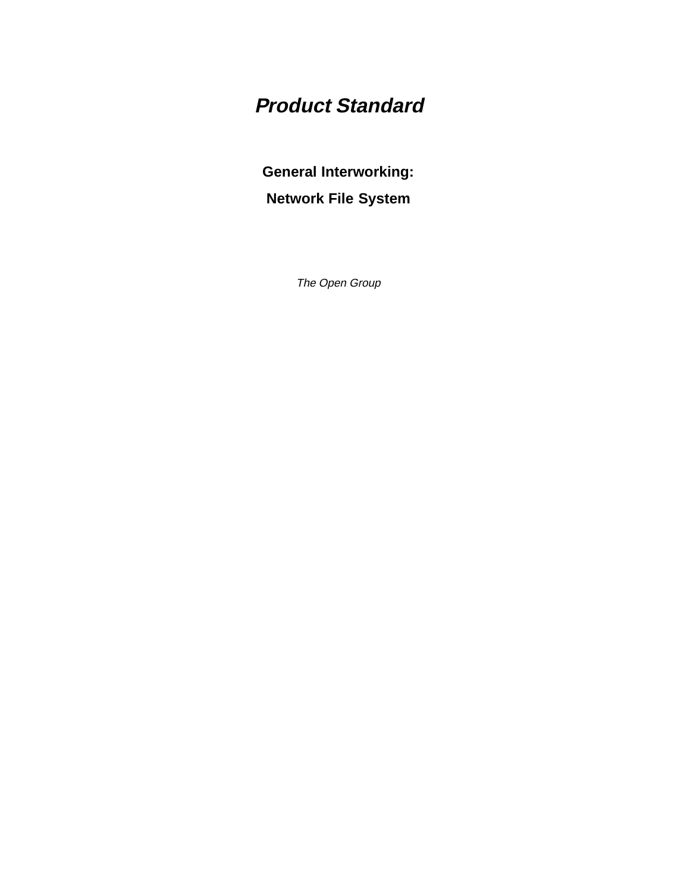# *Product Standard*

## General Interworking:

## Network File System

*The Open Group*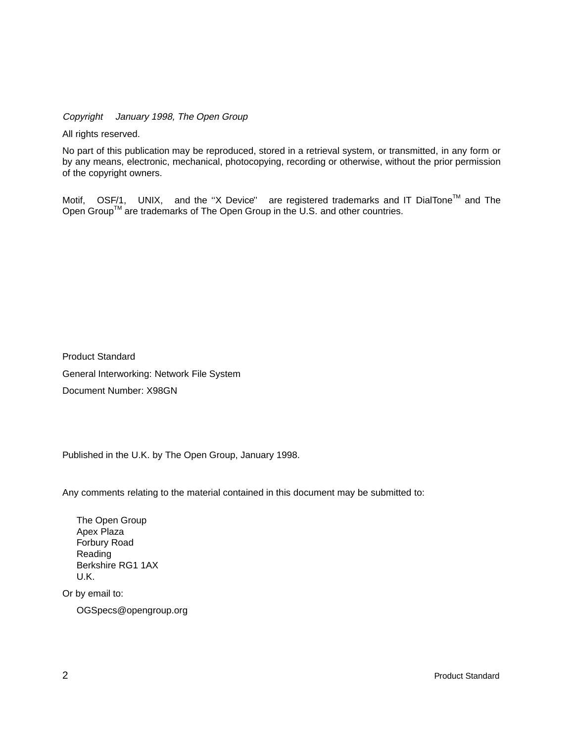*Copyright  January 1998, The Open Group*

All rights reserved.

No part of this publication may be reproduced, stored in a retrieval system, or transmitted, in any form or by any means, electronic, mechanical, photocopying, recording or otherwise, without the prior permission of the copyright owners.

Motif, OSF/1, UNIX, and the ''X Device'' are registered trademarks and IT DialTone™ and The Open Group™ are trademarks of The Open Group in the U.S. and other countries.

Product Standard

General Interworking: Network File System

Document Number: X98GN

Published in the U.K. by The Open Group, January 1998.

Any comments relating to the material contained in this document may be submitted to:

> The Open Group
> Apex Plaza
> Forbury Road
> Reading
> Berkshire RG1 1AX
> U.K.

Or by email to:

> OGSpecs@opengroup.org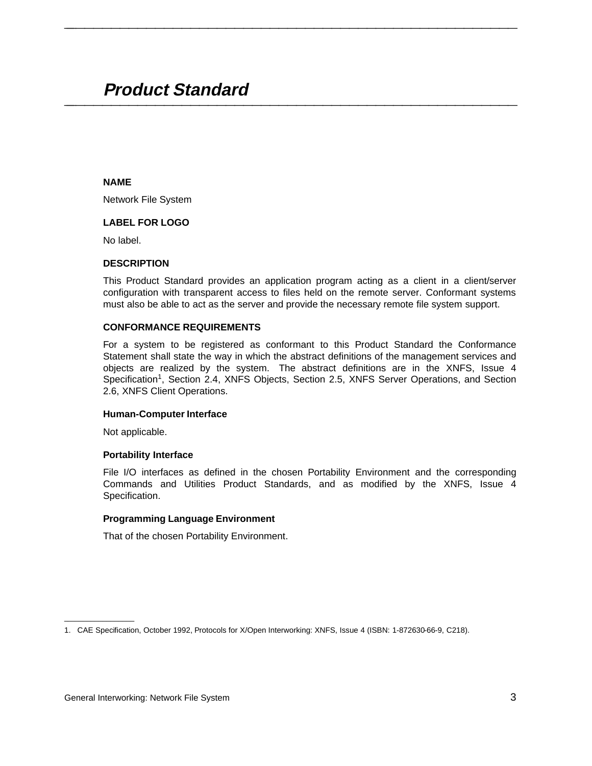# *Product Standard*

**NAME**

Network File System

**LABEL FOR LOGO**

No label.

**DESCRIPTION**

This Product Standard provides an application program acting as a client in a client/server configuration with transparent access to files held on the remote server. Conformant systems must also be able to act as the server and provide the necessary remote file system support.

**CONFORMANCE REQUIREMENTS**

For a system to be registered as conformant to this Product Standard the Conformance Statement shall state the way in which the abstract definitions of the management services and objects are realized by the system. The abstract definitions are in the XNFS, Issue 4 Specification[1], Section 2.4, XNFS Objects, Section 2.5, XNFS Server Operations, and Section 2.6, XNFS Client Operations.

**Human-Computer Interface**

Not applicable.

**Portability Interface**

File I/O interfaces as defined in the chosen Portability Environment and the corresponding Commands and Utilities Product Standards, and as modified by the XNFS, Issue 4 Specification.

**Programming Language Environment**

That of the chosen Portability Environment.

---

1. CAE Specification, October 1992, Protocols for X/Open Interworking: XNFS, Issue 4 (ISBN: 1-872630-66-9, C218).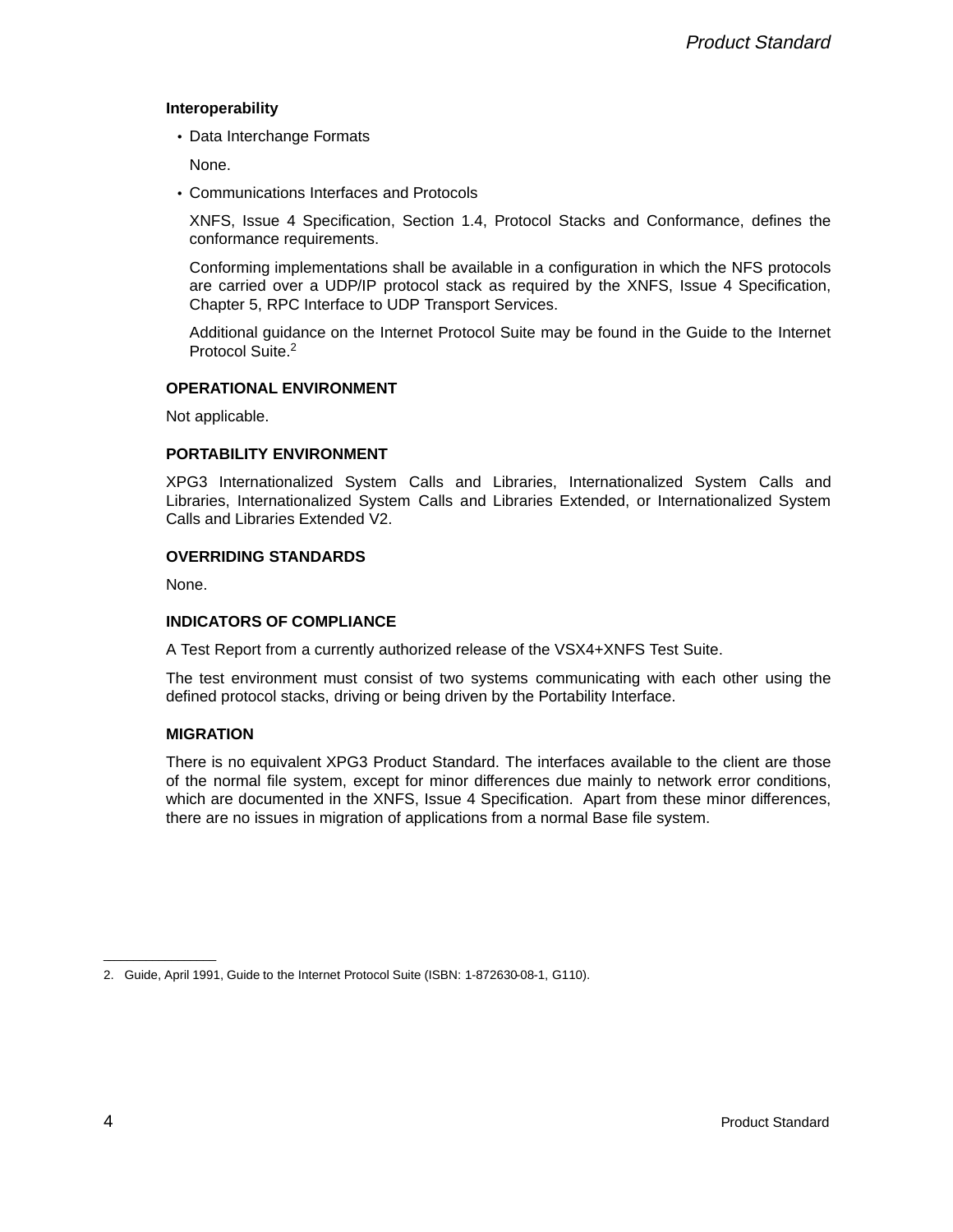**Interoperability**

- Data Interchange Formats

  None.

- Communications Interfaces and Protocols

  XNFS, Issue 4 Specification, Section 1.4, Protocol Stacks and Conformance, defines the conformance requirements.

  Conforming implementations shall be available in a configuration in which the NFS protocols are carried over a UDP/IP protocol stack as required by the XNFS, Issue 4 Specification, Chapter 5, RPC Interface to UDP Transport Services.

  Additional guidance on the Internet Protocol Suite may be found in the Guide to the Internet Protocol Suite.[2]

### OPERATIONAL ENVIRONMENT

Not applicable.

### PORTABILITY ENVIRONMENT

XPG3 Internationalized System Calls and Libraries, Internationalized System Calls and Libraries, Internationalized System Calls and Libraries Extended, or Internationalized System Calls and Libraries Extended V2.

### OVERRIDING STANDARDS

None.

### INDICATORS OF COMPLIANCE

A Test Report from a currently authorized release of the VSX4+XNFS Test Suite.

The test environment must consist of two systems communicating with each other using the defined protocol stacks, driving or being driven by the Portability Interface.

### MIGRATION

There is no equivalent XPG3 Product Standard. The interfaces available to the client are those of the normal file system, except for minor differences due mainly to network error conditions, which are documented in the XNFS, Issue 4 Specification. Apart from these minor differences, there are no issues in migration of applications from a normal Base file system.

---

2. Guide, April 1991, Guide to the Internet Protocol Suite (ISBN: 1-872630-08-1, G110).